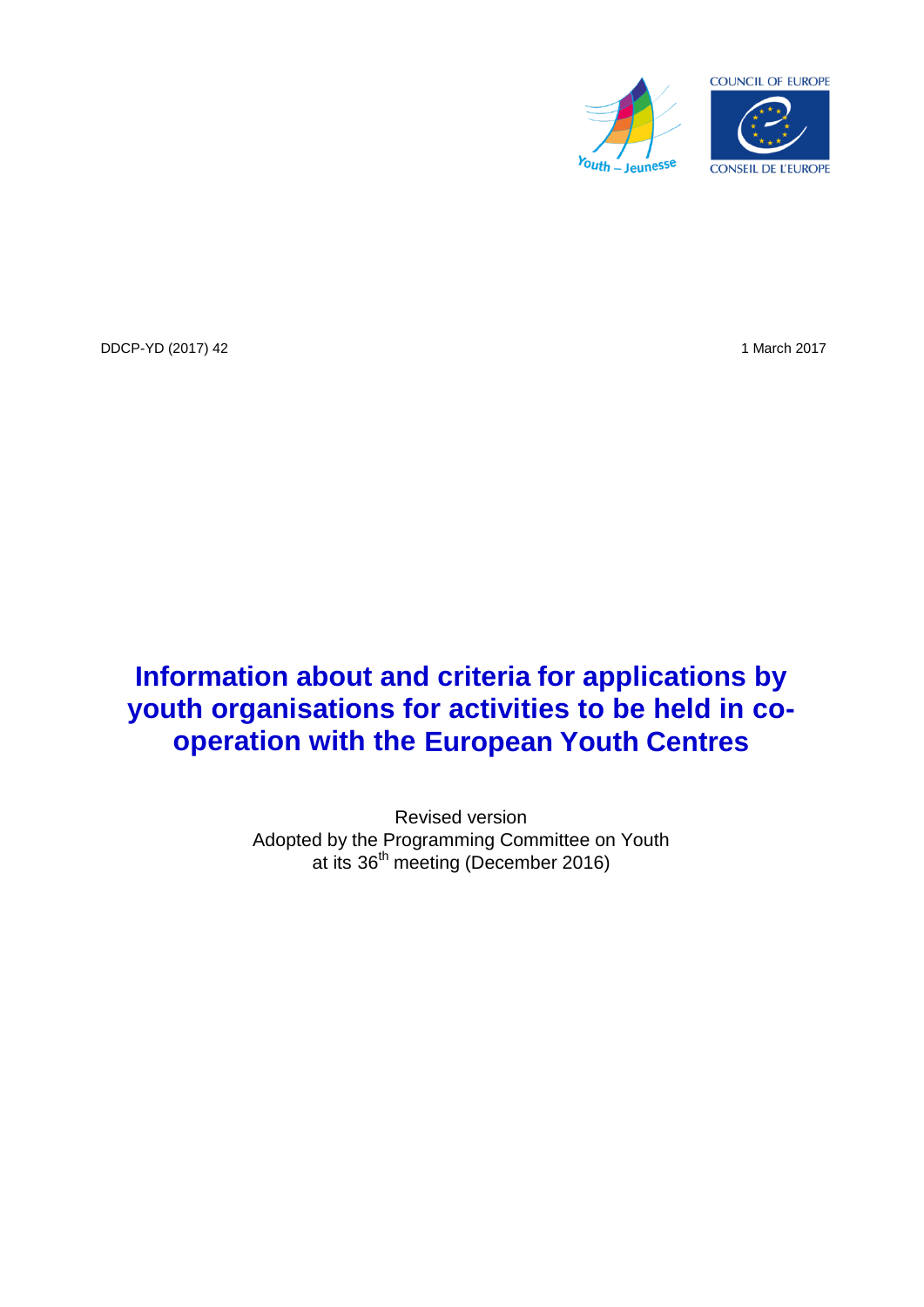COUNCIL OF EUROPE

CONSEIL DE L'EUROPE

Youth – Jeunesse

DDCP-YD (2017) 42

1 March 2017

# Information about and criteria for applications by youth organisations for activities to be held in co-operation with the European Youth Centres

Revised version
Adopted by the Programming Committee on Youth
at its 36th meeting (December 2016)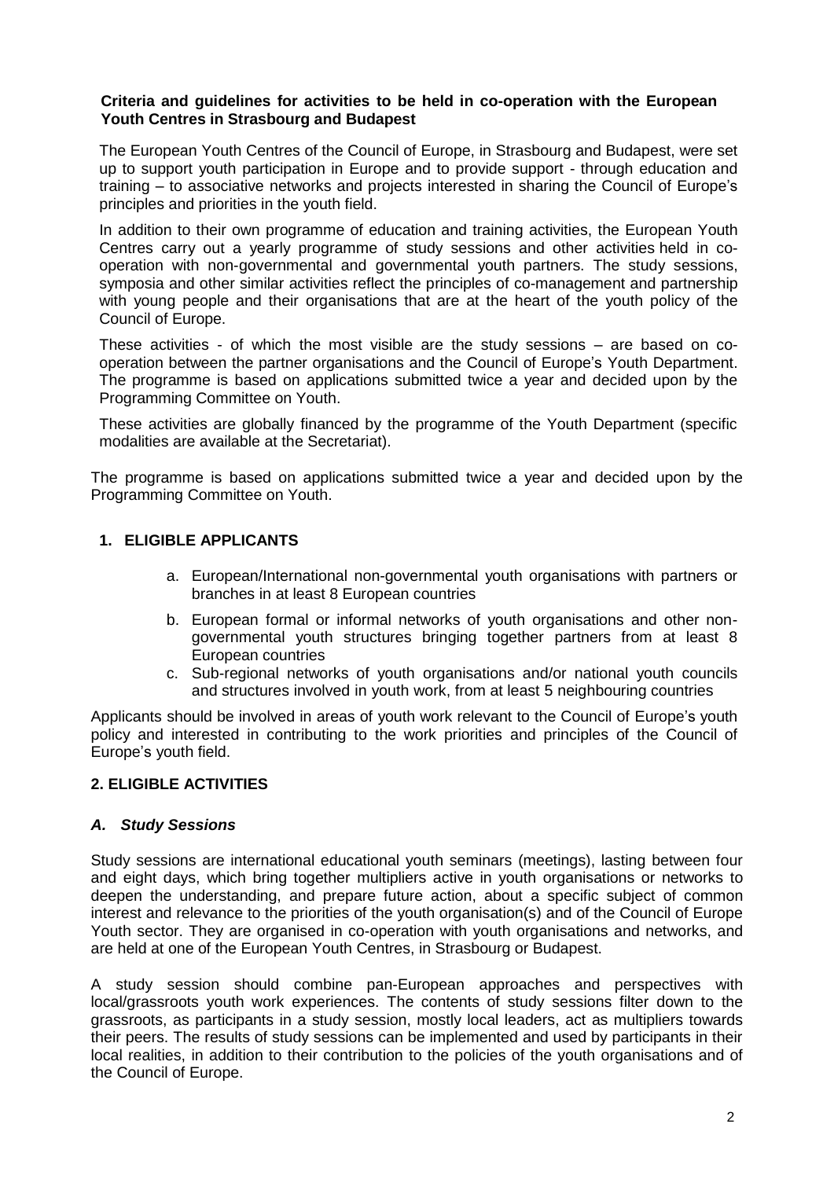**Criteria and guidelines for activities to be held in co-operation with the European Youth Centres in Strasbourg and Budapest**

The European Youth Centres of the Council of Europe, in Strasbourg and Budapest, were set up to support youth participation in Europe and to provide support - through education and training – to associative networks and projects interested in sharing the Council of Europe's principles and priorities in the youth field.

In addition to their own programme of education and training activities, the European Youth Centres carry out a yearly programme of study sessions and other activities held in co-operation with non-governmental and governmental youth partners. The study sessions, symposia and other similar activities reflect the principles of co-management and partnership with young people and their organisations that are at the heart of the youth policy of the Council of Europe.

These activities - of which the most visible are the study sessions – are based on co-operation between the partner organisations and the Council of Europe's Youth Department. The programme is based on applications submitted twice a year and decided upon by the Programming Committee on Youth.

These activities are globally financed by the programme of the Youth Department (specific modalities are available at the Secretariat).

The programme is based on applications submitted twice a year and decided upon by the Programming Committee on Youth.

## 1. ELIGIBLE APPLICANTS

a. European/International non-governmental youth organisations with partners or branches in at least 8 European countries
b. European formal or informal networks of youth organisations and other non-governmental youth structures bringing together partners from at least 8 European countries
c. Sub-regional networks of youth organisations and/or national youth councils and structures involved in youth work, from at least 5 neighbouring countries

Applicants should be involved in areas of youth work relevant to the Council of Europe's youth policy and interested in contributing to the work priorities and principles of the Council of Europe's youth field.

## 2. ELIGIBLE ACTIVITIES

### *A. Study Sessions*

Study sessions are international educational youth seminars (meetings), lasting between four and eight days, which bring together multipliers active in youth organisations or networks to deepen the understanding, and prepare future action, about a specific subject of common interest and relevance to the priorities of the youth organisation(s) and of the Council of Europe Youth sector. They are organised in co-operation with youth organisations and networks, and are held at one of the European Youth Centres, in Strasbourg or Budapest.

A study session should combine pan-European approaches and perspectives with local/grassroots youth work experiences. The contents of study sessions filter down to the grassroots, as participants in a study session, mostly local leaders, act as multipliers towards their peers. The results of study sessions can be implemented and used by participants in their local realities, in addition to their contribution to the policies of the youth organisations and of the Council of Europe.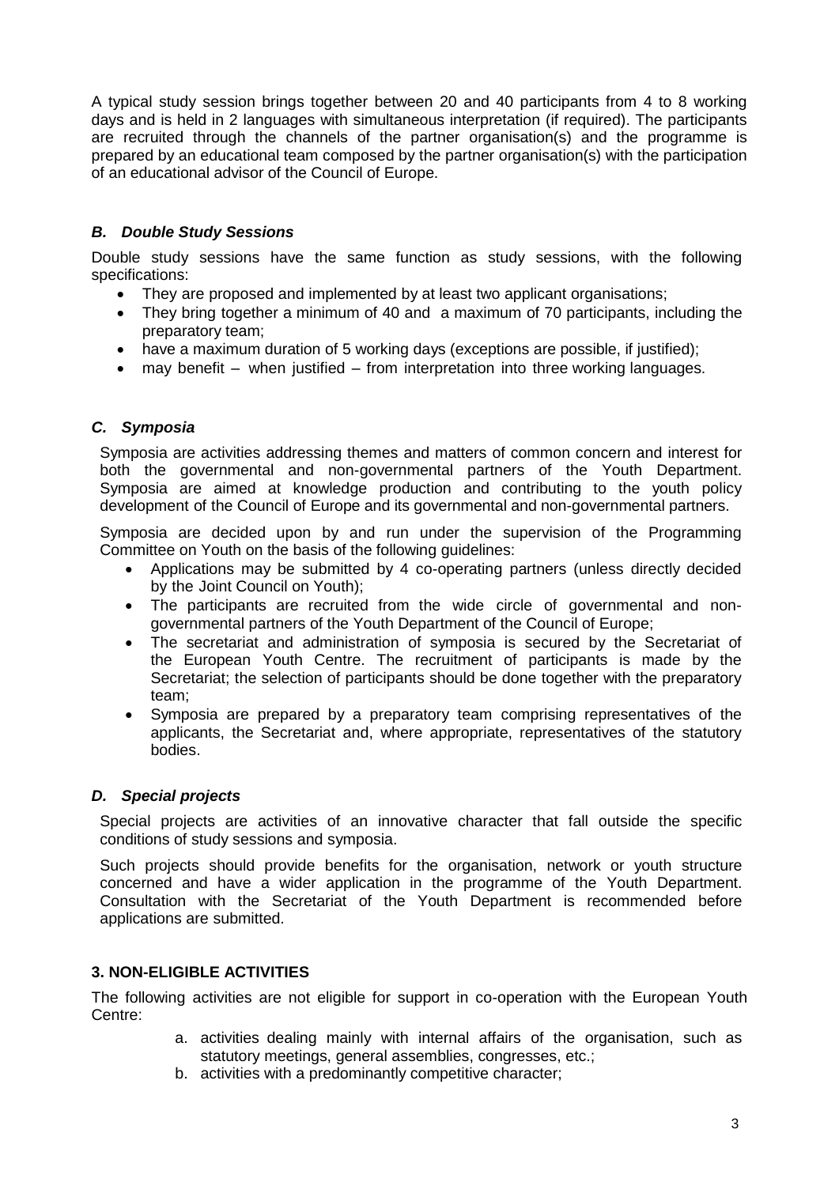A typical study session brings together between 20 and 40 participants from 4 to 8 working days and is held in 2 languages with simultaneous interpretation (if required). The participants are recruited through the channels of the partner organisation(s) and the programme is prepared by an educational team composed by the partner organisation(s) with the participation of an educational advisor of the Council of Europe.

### *B. Double Study Sessions*

Double study sessions have the same function as study sessions, with the following specifications:

- They are proposed and implemented by at least two applicant organisations;
- They bring together a minimum of 40 and a maximum of 70 participants, including the preparatory team;
- have a maximum duration of 5 working days (exceptions are possible, if justified);
- may benefit – when justified – from interpretation into three working languages.

### *C. Symposia*

Symposia are activities addressing themes and matters of common concern and interest for both the governmental and non-governmental partners of the Youth Department. Symposia are aimed at knowledge production and contributing to the youth policy development of the Council of Europe and its governmental and non-governmental partners.

Symposia are decided upon by and run under the supervision of the Programming Committee on Youth on the basis of the following guidelines:

- Applications may be submitted by 4 co-operating partners (unless directly decided by the Joint Council on Youth);
- The participants are recruited from the wide circle of governmental and non-governmental partners of the Youth Department of the Council of Europe;
- The secretariat and administration of symposia is secured by the Secretariat of the European Youth Centre. The recruitment of participants is made by the Secretariat; the selection of participants should be done together with the preparatory team;
- Symposia are prepared by a preparatory team comprising representatives of the applicants, the Secretariat and, where appropriate, representatives of the statutory bodies.

### *D. Special projects*

Special projects are activities of an innovative character that fall outside the specific conditions of study sessions and symposia.

Such projects should provide benefits for the organisation, network or youth structure concerned and have a wider application in the programme of the Youth Department. Consultation with the Secretariat of the Youth Department is recommended before applications are submitted.

## 3. NON-ELIGIBLE ACTIVITIES

The following activities are not eligible for support in co-operation with the European Youth Centre:

a. activities dealing mainly with internal affairs of the organisation, such as statutory meetings, general assemblies, congresses, etc.;
b. activities with a predominantly competitive character;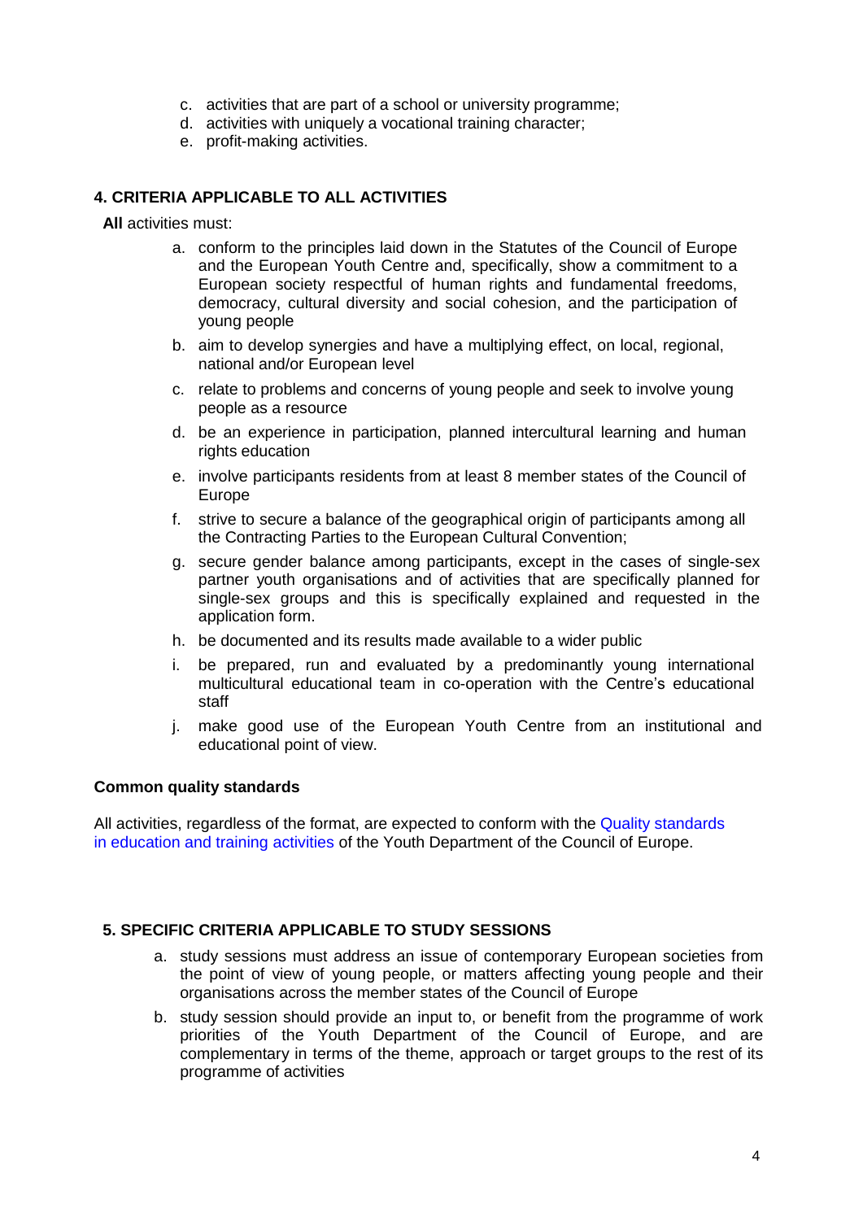c. activities that are part of a school or university programme;
d. activities with uniquely a vocational training character;
e. profit-making activities.

## 4. CRITERIA APPLICABLE TO ALL ACTIVITIES

**All** activities must:

a. conform to the principles laid down in the Statutes of the Council of Europe and the European Youth Centre and, specifically, show a commitment to a European society respectful of human rights and fundamental freedoms, democracy, cultural diversity and social cohesion, and the participation of young people
b. aim to develop synergies and have a multiplying effect, on local, regional, national and/or European level
c. relate to problems and concerns of young people and seek to involve young people as a resource
d. be an experience in participation, planned intercultural learning and human rights education
e. involve participants residents from at least 8 member states of the Council of Europe
f. strive to secure a balance of the geographical origin of participants among all the Contracting Parties to the European Cultural Convention;
g. secure gender balance among participants, except in the cases of single-sex partner youth organisations and of activities that are specifically planned for single-sex groups and this is specifically explained and requested in the application form.
h. be documented and its results made available to a wider public
i. be prepared, run and evaluated by a predominantly young international multicultural educational team in co-operation with the Centre's educational staff
j. make good use of the European Youth Centre from an institutional and educational point of view.

**Common quality standards**

All activities, regardless of the format, are expected to conform with the Quality standards in education and training activities of the Youth Department of the Council of Europe.

## 5. SPECIFIC CRITERIA APPLICABLE TO STUDY SESSIONS

a. study sessions must address an issue of contemporary European societies from the point of view of young people, or matters affecting young people and their organisations across the member states of the Council of Europe
b. study session should provide an input to, or benefit from the programme of work priorities of the Youth Department of the Council of Europe, and are complementary in terms of the theme, approach or target groups to the rest of its programme of activities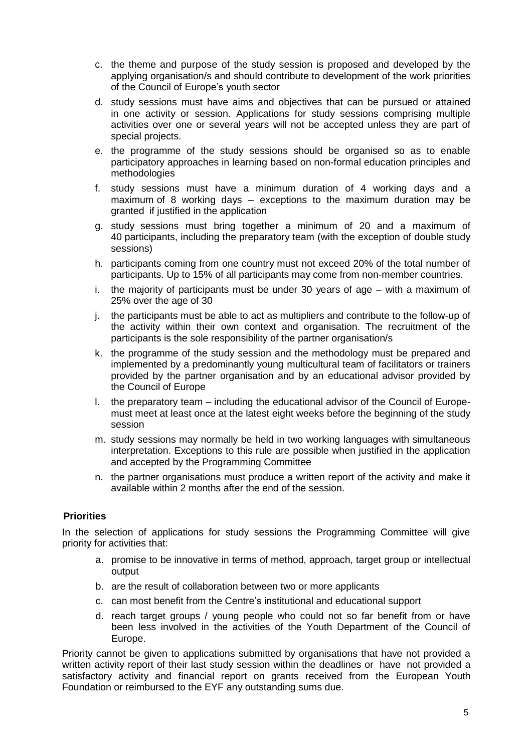c. the theme and purpose of the study session is proposed and developed by the applying organisation/s and should contribute to development of the work priorities of the Council of Europe's youth sector
d. study sessions must have aims and objectives that can be pursued or attained in one activity or session. Applications for study sessions comprising multiple activities over one or several years will not be accepted unless they are part of special projects.
e. the programme of the study sessions should be organised so as to enable participatory approaches in learning based on non-formal education principles and methodologies
f. study sessions must have a minimum duration of 4 working days and a maximum of 8 working days – exceptions to the maximum duration may be granted if justified in the application
g. study sessions must bring together a minimum of 20 and a maximum of 40 participants, including the preparatory team (with the exception of double study sessions)
h. participants coming from one country must not exceed 20% of the total number of participants. Up to 15% of all participants may come from non-member countries.
i. the majority of participants must be under 30 years of age – with a maximum of 25% over the age of 30
j. the participants must be able to act as multipliers and contribute to the follow-up of the activity within their own context and organisation. The recruitment of the participants is the sole responsibility of the partner organisation/s
k. the programme of the study session and the methodology must be prepared and implemented by a predominantly young multicultural team of facilitators or trainers provided by the partner organisation and by an educational advisor provided by the Council of Europe
l. the preparatory team – including the educational advisor of the Council of Europe- must meet at least once at the latest eight weeks before the beginning of the study session
m. study sessions may normally be held in two working languages with simultaneous interpretation. Exceptions to this rule are possible when justified in the application and accepted by the Programming Committee
n. the partner organisations must produce a written report of the activity and make it available within 2 months after the end of the session.

**Priorities**

In the selection of applications for study sessions the Programming Committee will give priority for activities that:

a. promise to be innovative in terms of method, approach, target group or intellectual output
b. are the result of collaboration between two or more applicants
c. can most benefit from the Centre's institutional and educational support
d. reach target groups / young people who could not so far benefit from or have been less involved in the activities of the Youth Department of the Council of Europe.

Priority cannot be given to applications submitted by organisations that have not provided a written activity report of their last study session within the deadlines or have not provided a satisfactory activity and financial report on grants received from the European Youth Foundation or reimbursed to the EYF any outstanding sums due.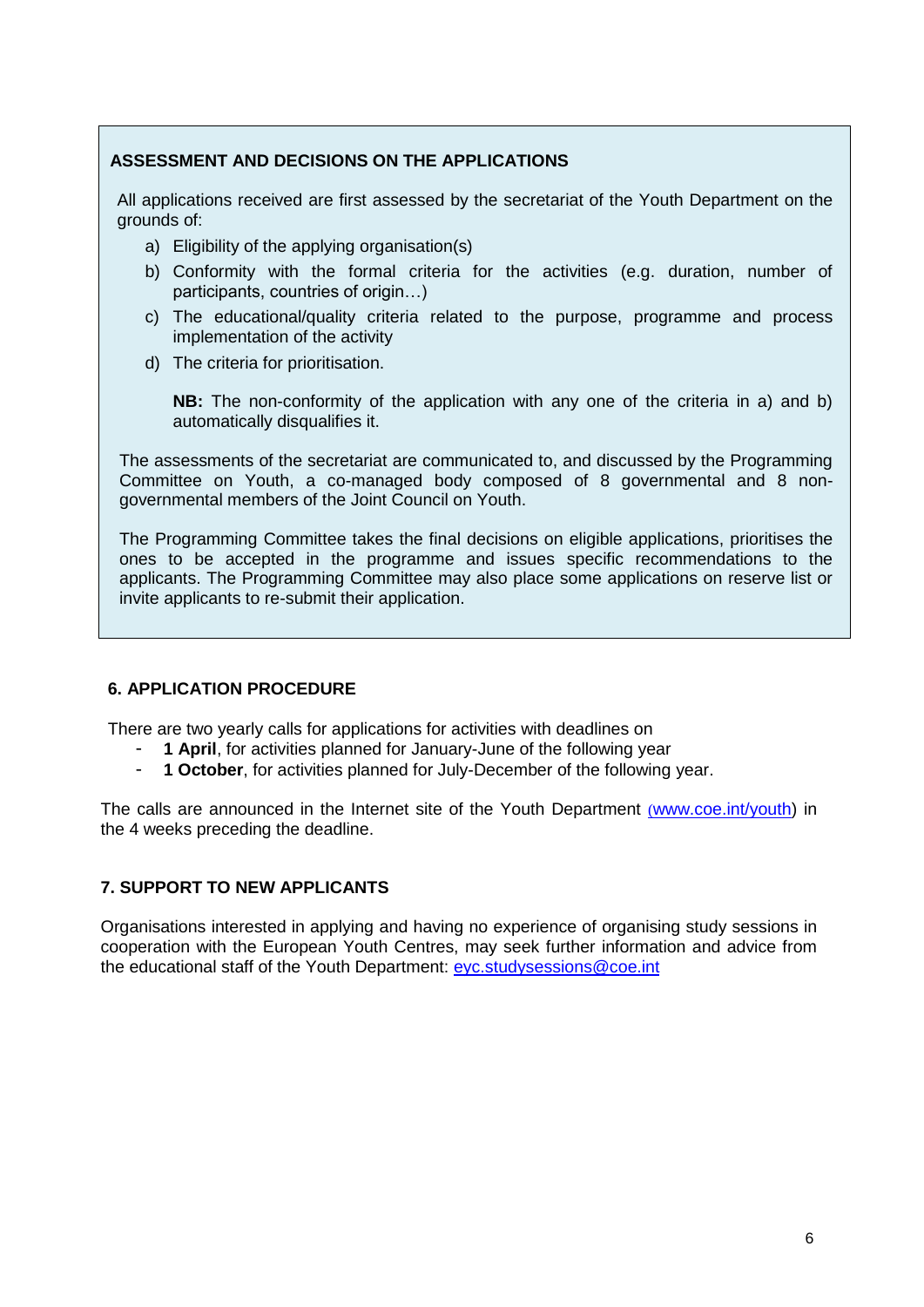**ASSESSMENT AND DECISIONS ON THE APPLICATIONS**

All applications received are first assessed by the secretariat of the Youth Department on the grounds of:

a) Eligibility of the applying organisation(s)
b) Conformity with the formal criteria for the activities (e.g. duration, number of participants, countries of origin…)
c) The educational/quality criteria related to the purpose, programme and process implementation of the activity
d) The criteria for prioritisation.

**NB:** The non-conformity of the application with any one of the criteria in a) and b) automatically disqualifies it.

The assessments of the secretariat are communicated to, and discussed by the Programming Committee on Youth, a co-managed body composed of 8 governmental and 8 non-governmental members of the Joint Council on Youth.

The Programming Committee takes the final decisions on eligible applications, prioritises the ones to be accepted in the programme and issues specific recommendations to the applicants. The Programming Committee may also place some applications on reserve list or invite applicants to re-submit their application.

## 6. APPLICATION PROCEDURE

There are two yearly calls for applications for activities with deadlines on

- **1 April**, for activities planned for January-June of the following year
- **1 October**, for activities planned for July-December of the following year.

The calls are announced in the Internet site of the Youth Department (www.coe.int/youth) in the 4 weeks preceding the deadline.

## 7. SUPPORT TO NEW APPLICANTS

Organisations interested in applying and having no experience of organising study sessions in cooperation with the European Youth Centres, may seek further information and advice from the educational staff of the Youth Department: eyc.studysessions@coe.int